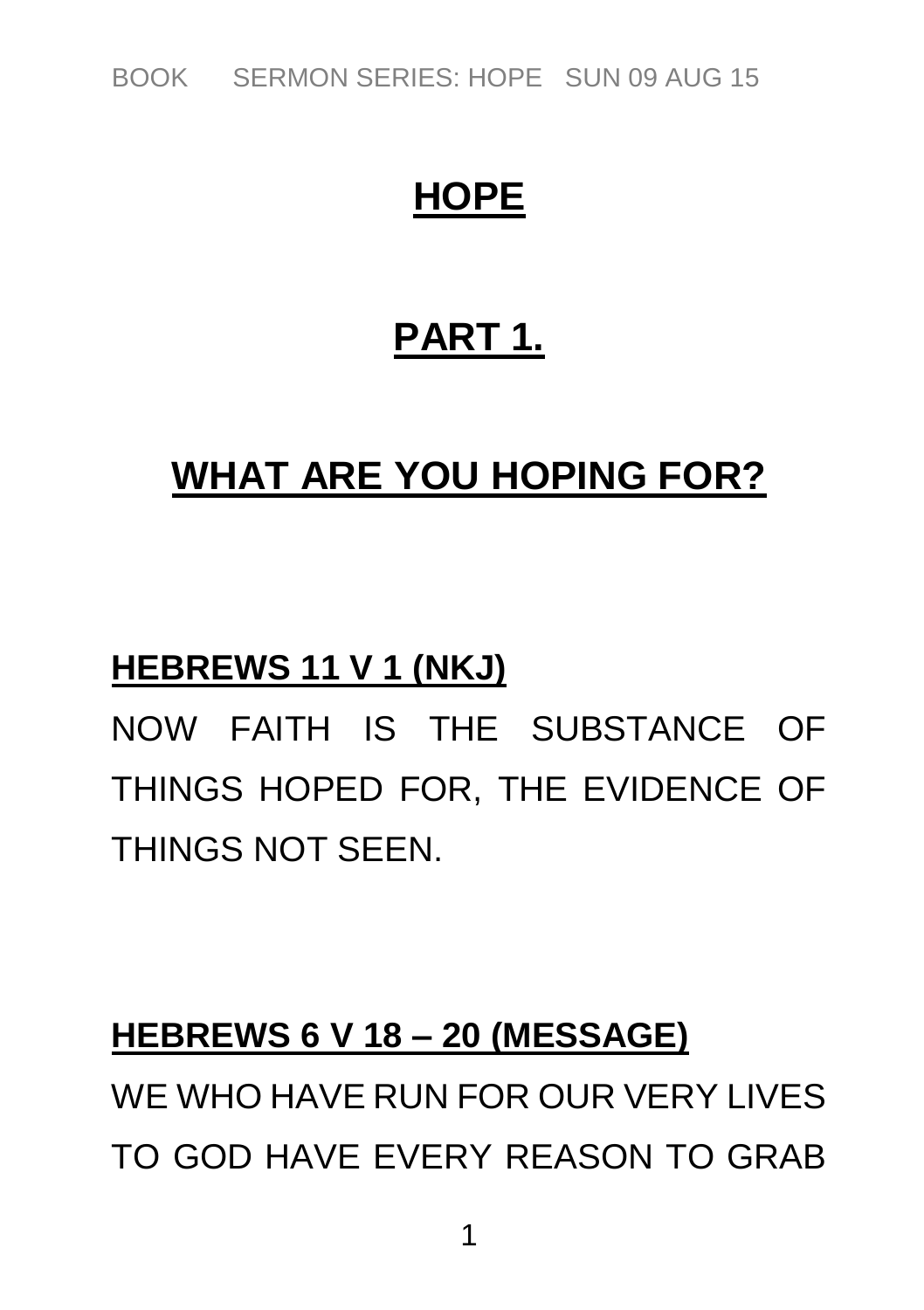# HOPE

## PART 1.

## WHAT ARE YOU HOPING FOR?

**HEBREWS 11 V 1 (NKJ)**

NOW FAITH IS THE SUBSTANCE OF THINGS HOPED FOR, THE EVIDENCE OF THINGS NOT SEEN.

**HEBREWS 6 V 18 – 20 (MESSAGE)**

WE WHO HAVE RUN FOR OUR VERY LIVES TO GOD HAVE EVERY REASON TO GRAB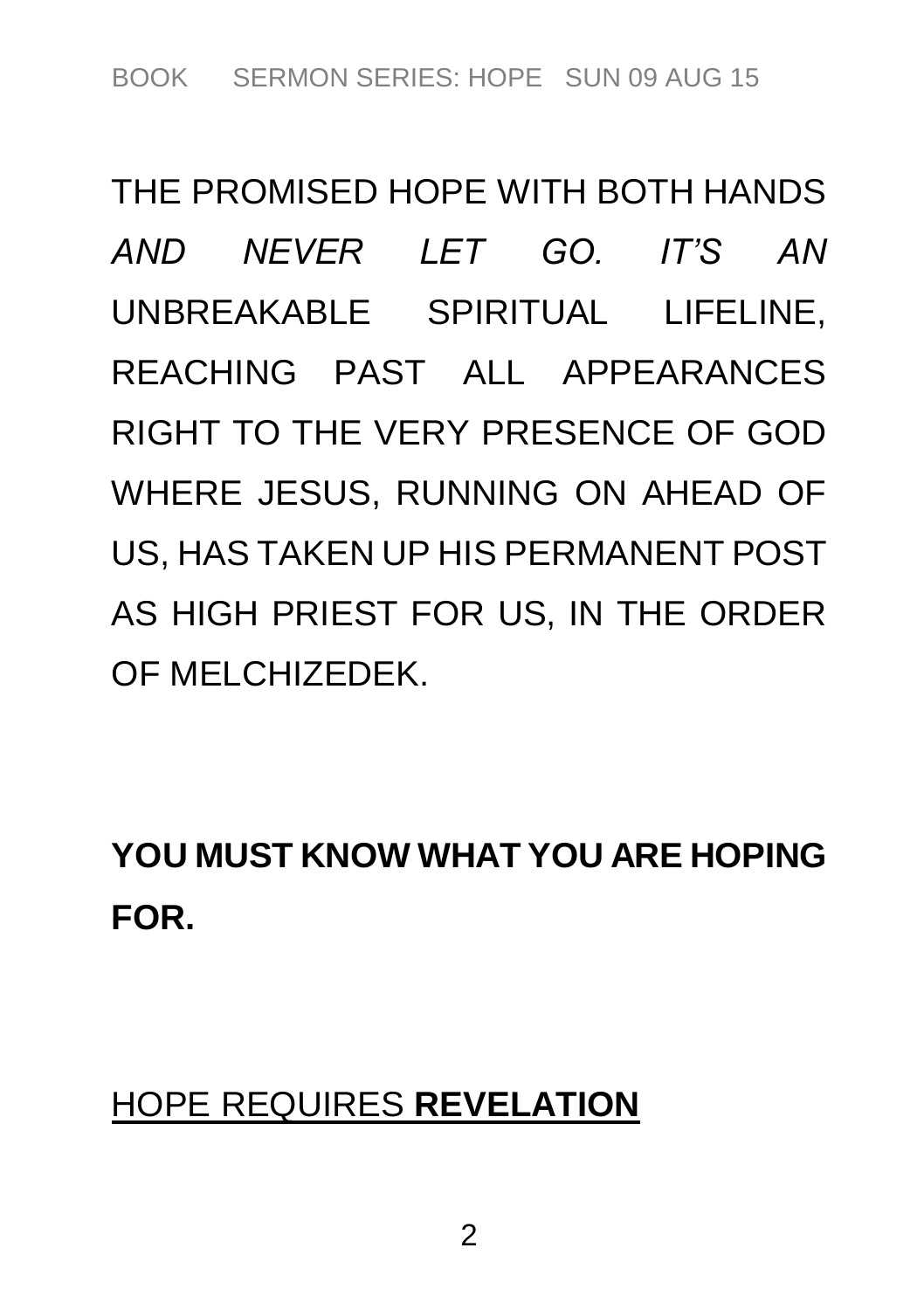THE PROMISED HOPE WITH BOTH HANDS *AND NEVER LET GO. IT'S AN* UNBREAKABLE SPIRITUAL LIFELINE, REACHING PAST ALL APPEARANCES RIGHT TO THE VERY PRESENCE OF GOD WHERE JESUS, RUNNING ON AHEAD OF US, HAS TAKEN UP HIS PERMANENT POST AS HIGH PRIEST FOR US, IN THE ORDER OF MELCHIZEDEK.

**YOU MUST KNOW WHAT YOU ARE HOPING FOR.**

<u>HOPE REQUIRES **REVELATION**</u>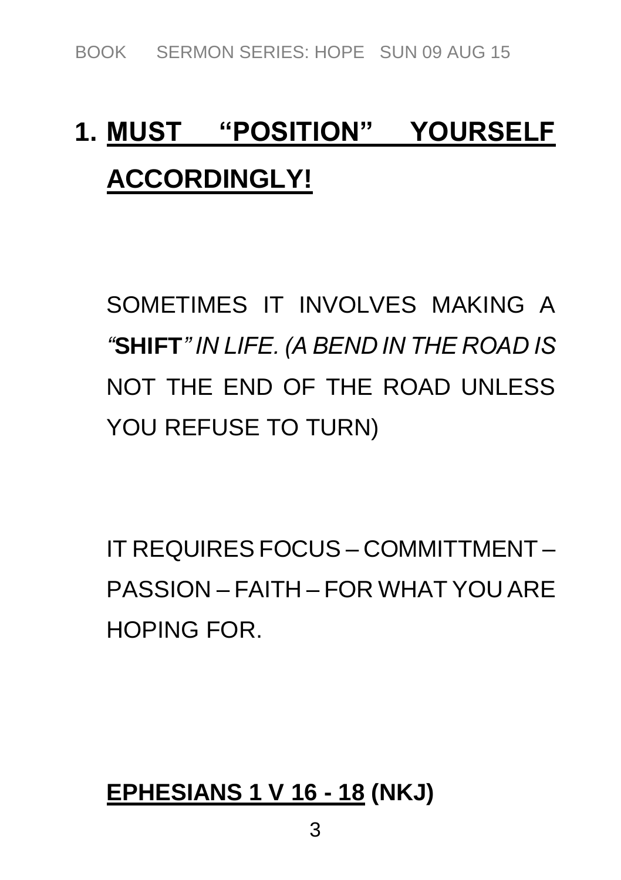## 1. <u>MUST “POSITION” YOURSELF ACCORDINGLY!</u>

SOMETIMES IT INVOLVES MAKING A *“***SHIFT***” IN LIFE. (A BEND IN THE ROAD IS* NOT THE END OF THE ROAD UNLESS YOU REFUSE TO TURN)

IT REQUIRES FOCUS – COMMITTMENT – PASSION – FAITH – FOR WHAT YOU ARE HOPING FOR.

**<u>EPHESIANS 1 V 16 - 18</u> (NKJ)**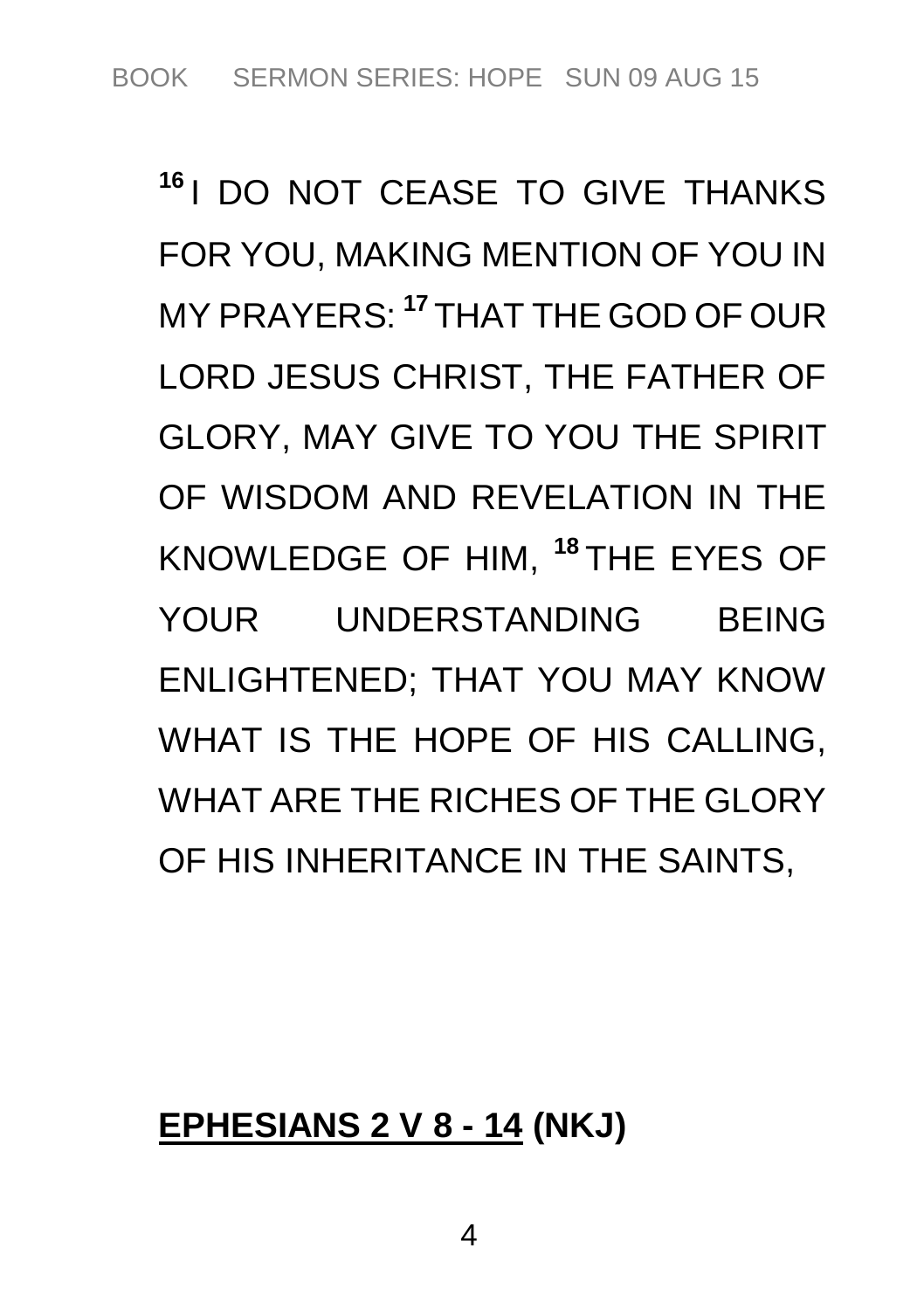[16] I DO NOT CEASE TO GIVE THANKS FOR YOU, MAKING MENTION OF YOU IN MY PRAYERS: [17] THAT THE GOD OF OUR LORD JESUS CHRIST, THE FATHER OF GLORY, MAY GIVE TO YOU THE SPIRIT OF WISDOM AND REVELATION IN THE KNOWLEDGE OF HIM, [18] THE EYES OF YOUR UNDERSTANDING BEING ENLIGHTENED; THAT YOU MAY KNOW WHAT IS THE HOPE OF HIS CALLING, WHAT ARE THE RICHES OF THE GLORY OF HIS INHERITANCE IN THE SAINTS,

**EPHESIANS 2 V 8 - 14 (NKJ)**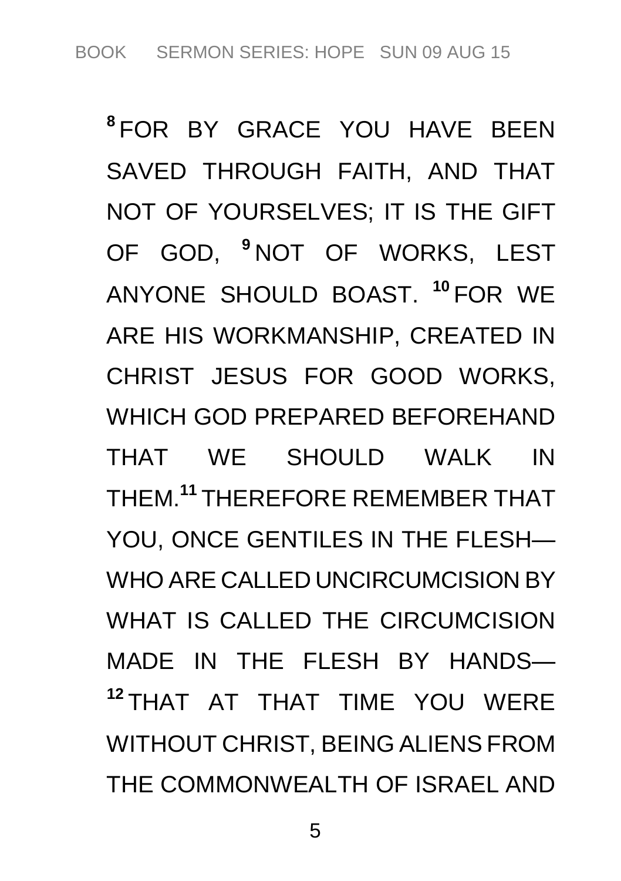[8] FOR BY GRACE YOU HAVE BEEN SAVED THROUGH FAITH, AND THAT NOT OF YOURSELVES; IT IS THE GIFT OF GOD, [9] NOT OF WORKS, LEST ANYONE SHOULD BOAST. [10] FOR WE ARE HIS WORKMANSHIP, CREATED IN CHRIST JESUS FOR GOOD WORKS, WHICH GOD PREPARED BEFOREHAND THAT WE SHOULD WALK IN THEM.[11] THEREFORE REMEMBER THAT YOU, ONCE GENTILES IN THE FLESH—WHO ARE CALLED UNCIRCUMCISION BY WHAT IS CALLED THE CIRCUMCISION MADE IN THE FLESH BY HANDS—[12] THAT AT THAT TIME YOU WERE WITHOUT CHRIST, BEING ALIENS FROM THE COMMONWEALTH OF ISRAEL AND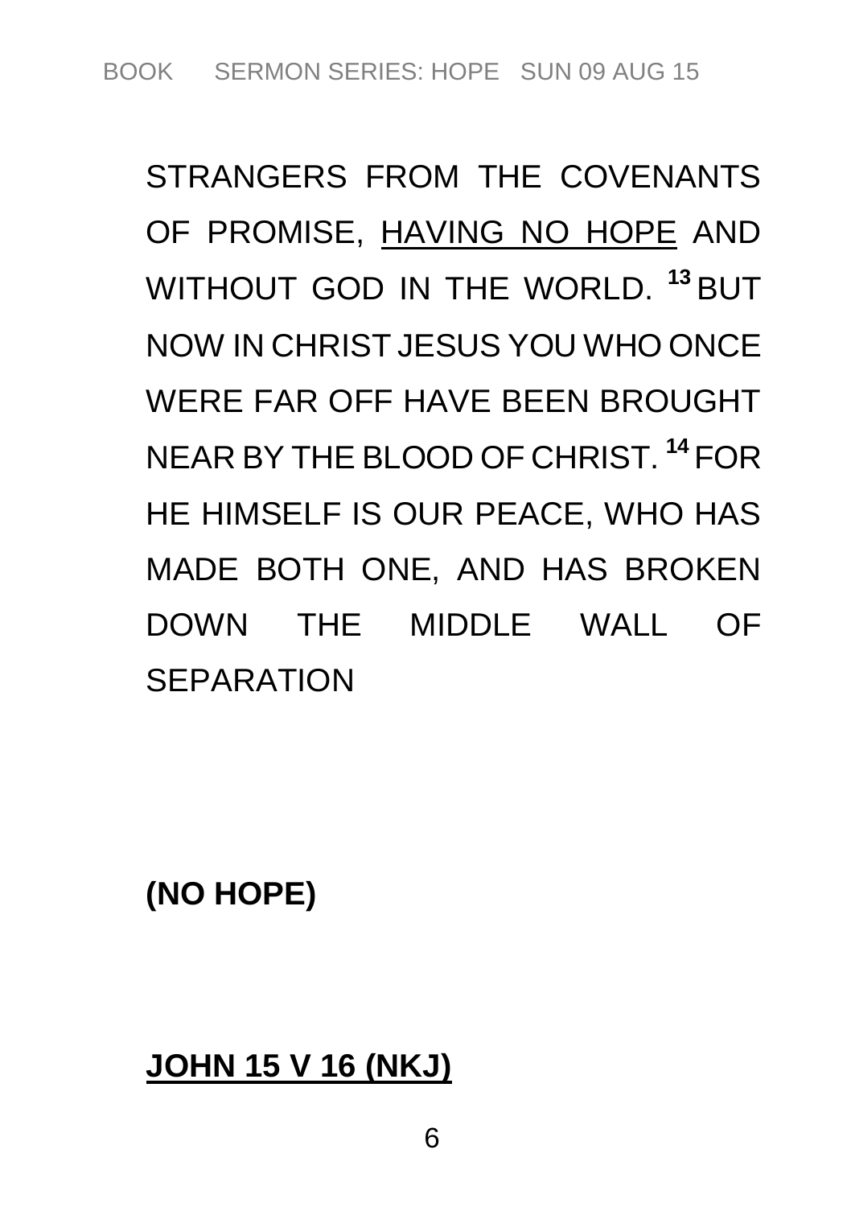STRANGERS FROM THE COVENANTS OF PROMISE, <u>HAVING NO HOPE</u> AND WITHOUT GOD IN THE WORLD. [13] BUT NOW IN CHRIST JESUS YOU WHO ONCE WERE FAR OFF HAVE BEEN BROUGHT NEAR BY THE BLOOD OF CHRIST. [14] FOR HE HIMSELF IS OUR PEACE, WHO HAS MADE BOTH ONE, AND HAS BROKEN DOWN THE MIDDLE WALL OF SEPARATION

**(NO HOPE)**

**<u>JOHN 15 V 16 (NKJ)</u>**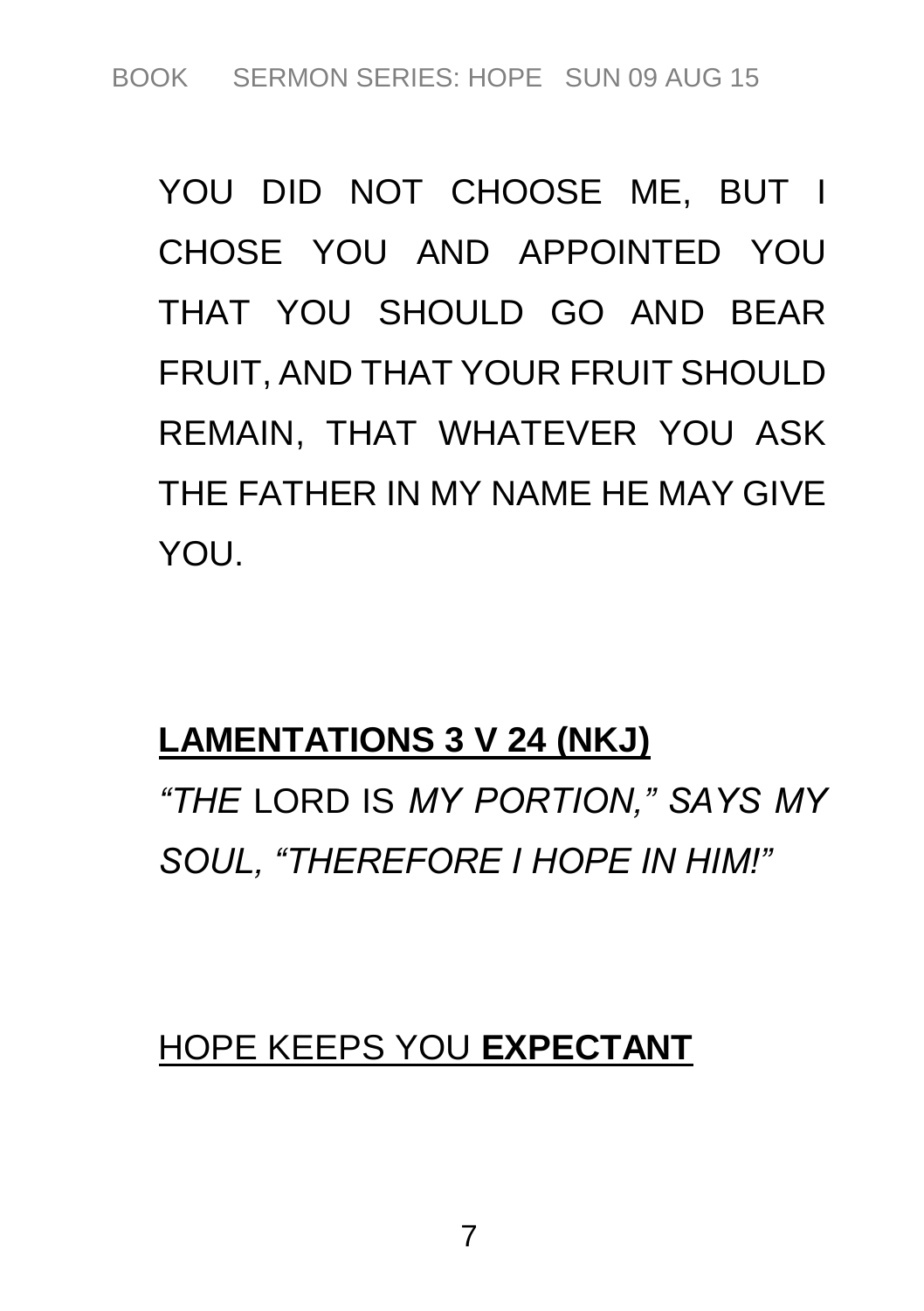YOU DID NOT CHOOSE ME, BUT I CHOSE YOU AND APPOINTED YOU THAT YOU SHOULD GO AND BEAR FRUIT, AND THAT YOUR FRUIT SHOULD REMAIN, THAT WHATEVER YOU ASK THE FATHER IN MY NAME HE MAY GIVE YOU.

**<u>LAMENTATIONS 3 V 24 (NKJ)</u>**

*“THE* LORD IS *MY PORTION,” SAYS MY SOUL, “THEREFORE I HOPE IN HIM!”*

<u>HOPE KEEPS YOU **EXPECTANT**</u>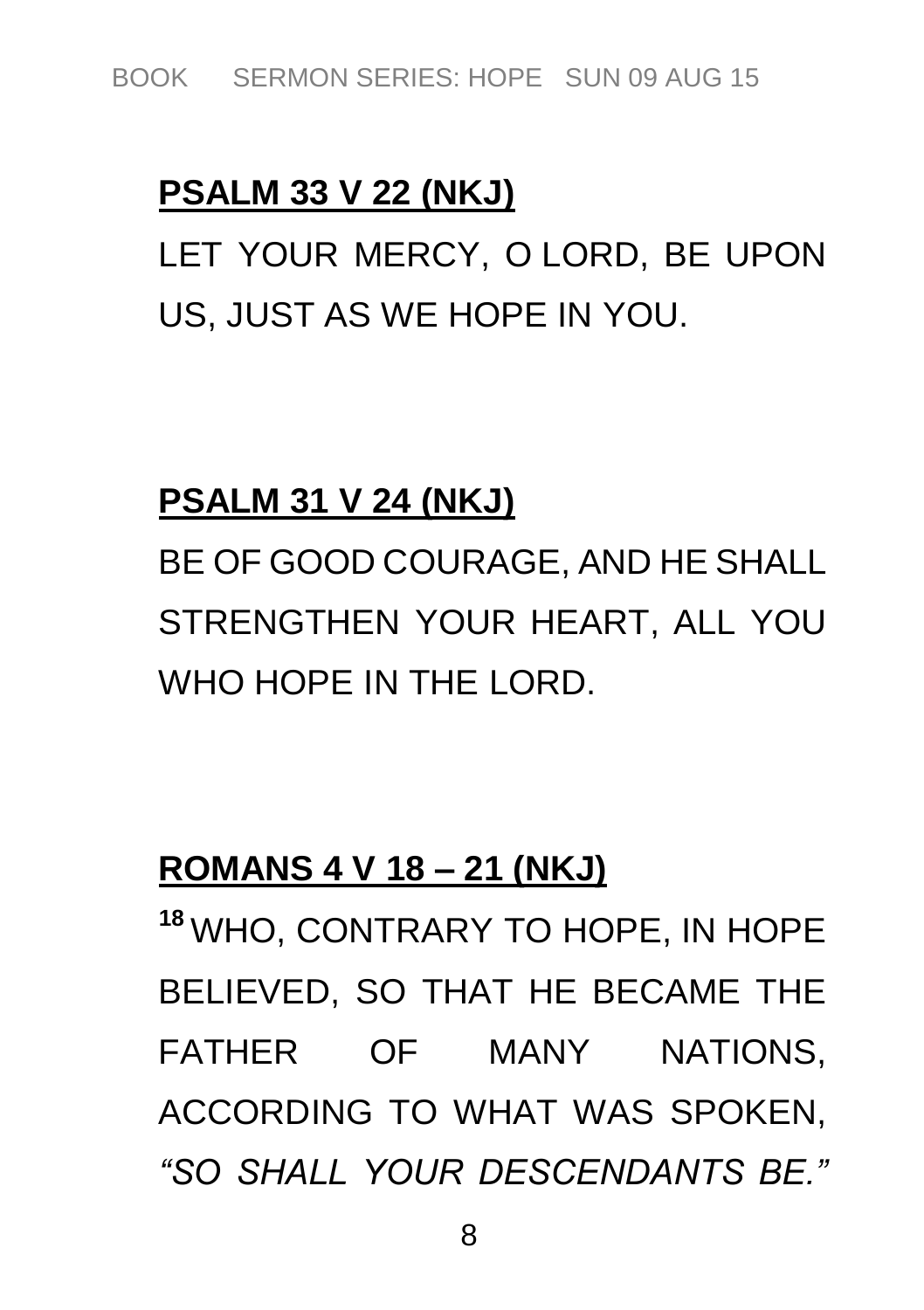**PSALM 33 V 22 (NKJ)**

LET YOUR MERCY, O LORD, BE UPON US, JUST AS WE HOPE IN YOU.

**PSALM 31 V 24 (NKJ)**

BE OF GOOD COURAGE, AND HE SHALL STRENGTHEN YOUR HEART, ALL YOU WHO HOPE IN THE LORD.

**ROMANS 4 V 18 – 21 (NKJ)**

**18** WHO, CONTRARY TO HOPE, IN HOPE BELIEVED, SO THAT HE BECAME THE FATHER OF MANY NATIONS, ACCORDING TO WHAT WAS SPOKEN, *"SO SHALL YOUR DESCENDANTS BE."*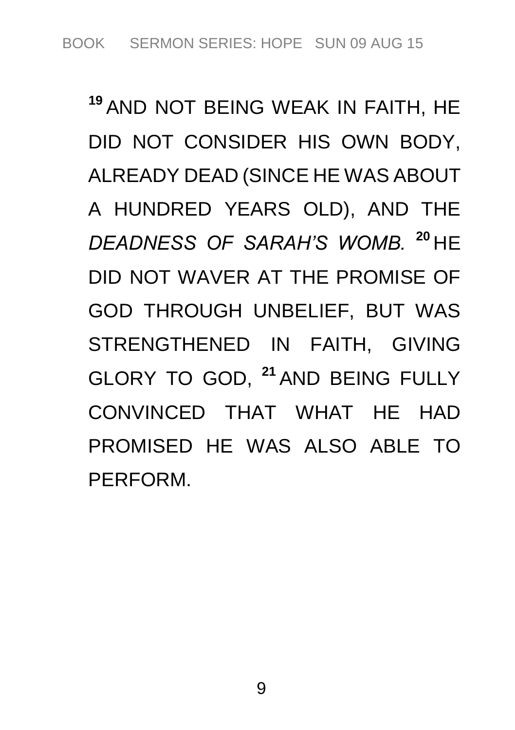[19] AND NOT BEING WEAK IN FAITH, HE DID NOT CONSIDER HIS OWN BODY, ALREADY DEAD (SINCE HE WAS ABOUT A HUNDRED YEARS OLD), AND THE *DEADNESS OF SARAH'S WOMB.* [20] HE DID NOT WAVER AT THE PROMISE OF GOD THROUGH UNBELIEF, BUT WAS STRENGTHENED IN FAITH, GIVING GLORY TO GOD, [21] AND BEING FULLY CONVINCED THAT WHAT HE HAD PROMISED HE WAS ALSO ABLE TO PERFORM.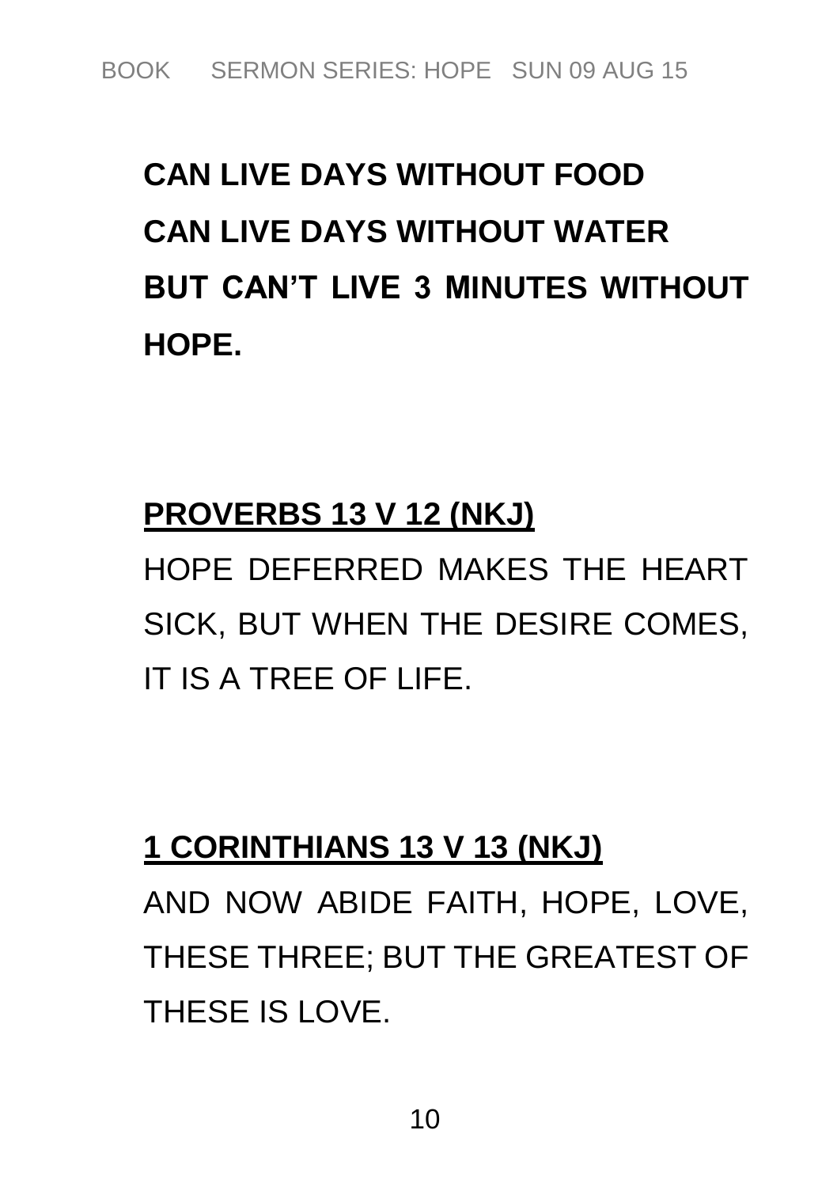**CAN LIVE DAYS WITHOUT FOOD**
**CAN LIVE DAYS WITHOUT WATER**
**BUT CAN'T LIVE 3 MINUTES WITHOUT HOPE.**

**<u>PROVERBS 13 V 12 (NKJ)</u>**

HOPE DEFERRED MAKES THE HEART SICK, BUT WHEN THE DESIRE COMES, IT IS A TREE OF LIFE.

**<u>1 CORINTHIANS 13 V 13 (NKJ)</u>**

AND NOW ABIDE FAITH, HOPE, LOVE, THESE THREE; BUT THE GREATEST OF THESE IS LOVE.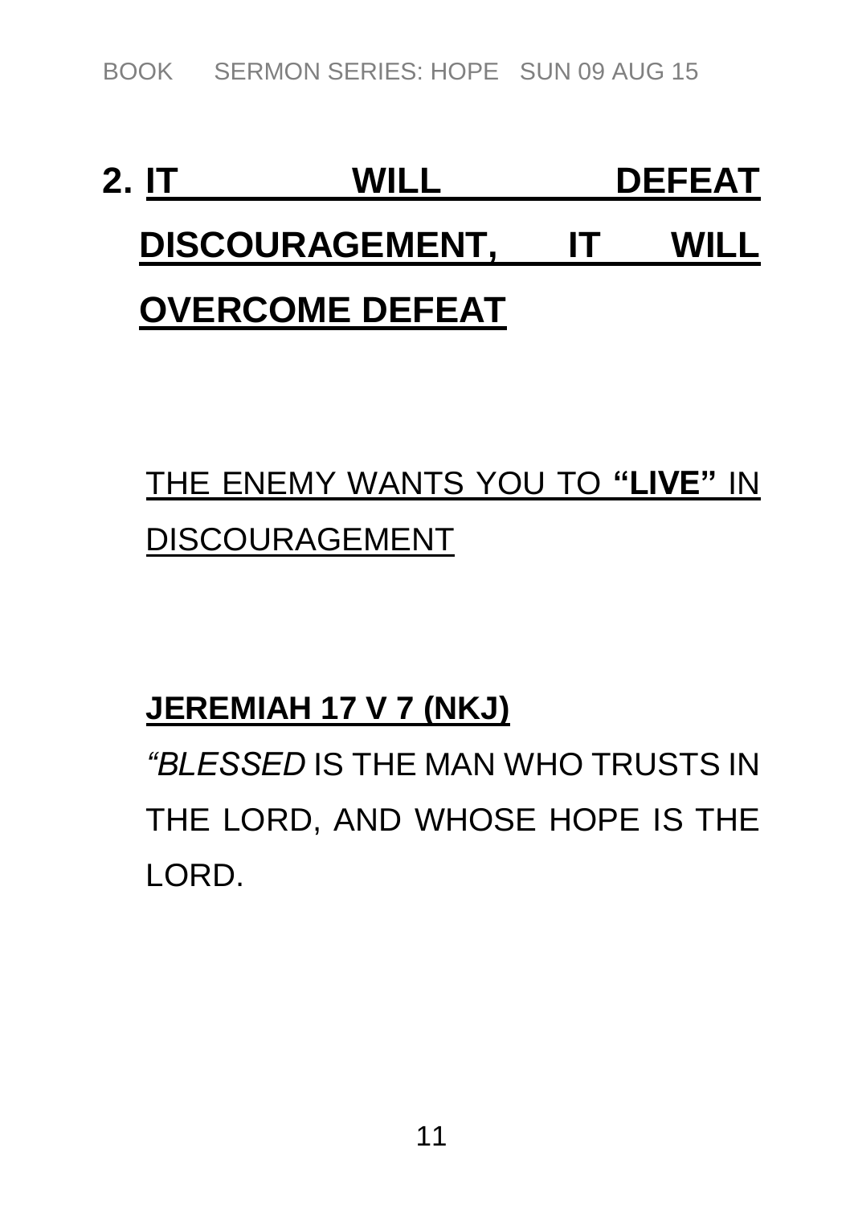## 2. IT WILL DEFEAT DISCOURAGEMENT, IT WILL OVERCOME DEFEAT

THE ENEMY WANTS YOU TO **"LIVE"** IN DISCOURAGEMENT

**JEREMIAH 17 V 7 (NKJ)**

*"BLESSED* IS THE MAN WHO TRUSTS IN THE LORD, AND WHOSE HOPE IS THE LORD.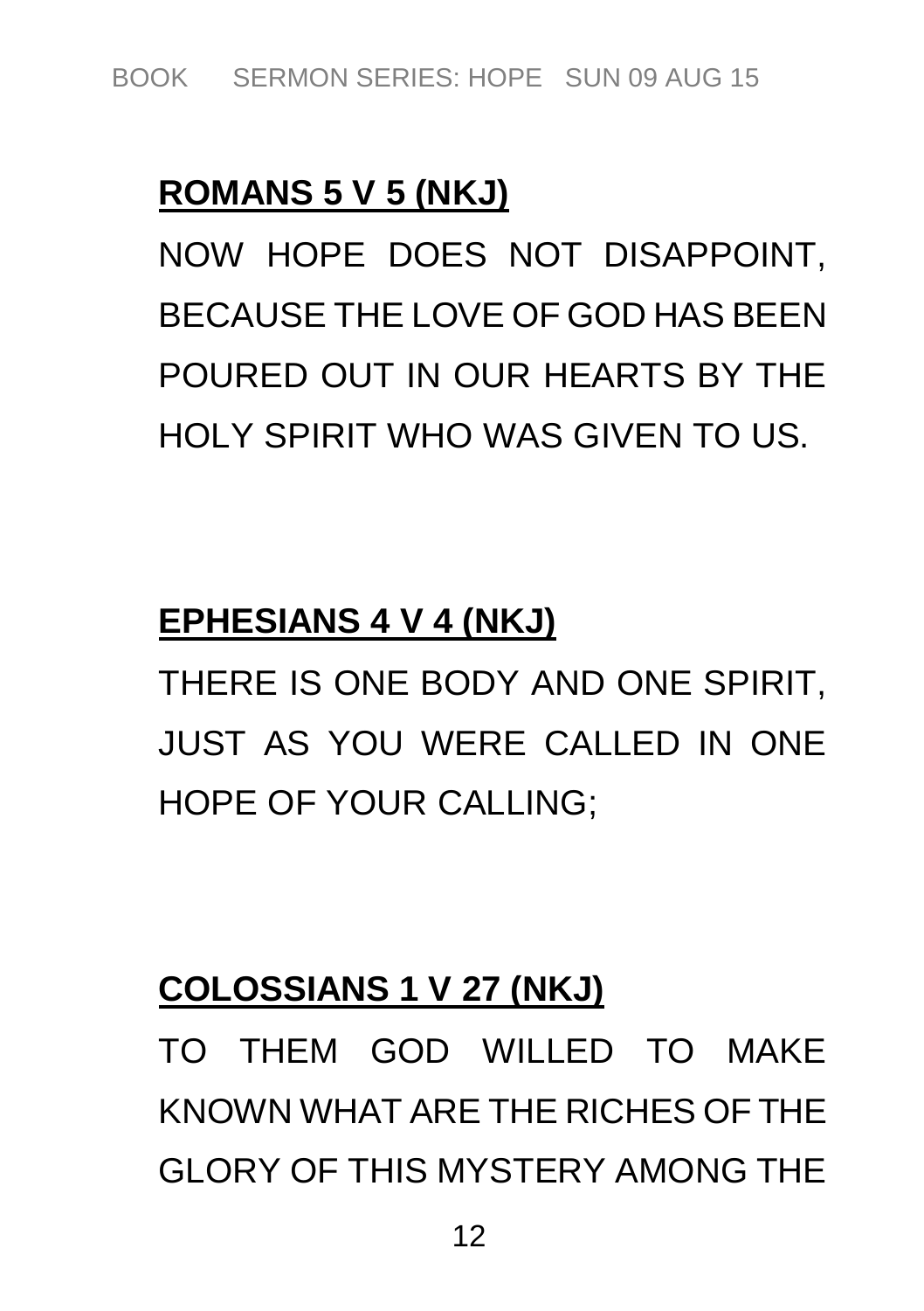**ROMANS 5 V 5 (NKJ)**

NOW HOPE DOES NOT DISAPPOINT, BECAUSE THE LOVE OF GOD HAS BEEN POURED OUT IN OUR HEARTS BY THE HOLY SPIRIT WHO WAS GIVEN TO US.

**EPHESIANS 4 V 4 (NKJ)**

THERE IS ONE BODY AND ONE SPIRIT, JUST AS YOU WERE CALLED IN ONE HOPE OF YOUR CALLING;

**COLOSSIANS 1 V 27 (NKJ)**

TO THEM GOD WILLED TO MAKE KNOWN WHAT ARE THE RICHES OF THE GLORY OF THIS MYSTERY AMONG THE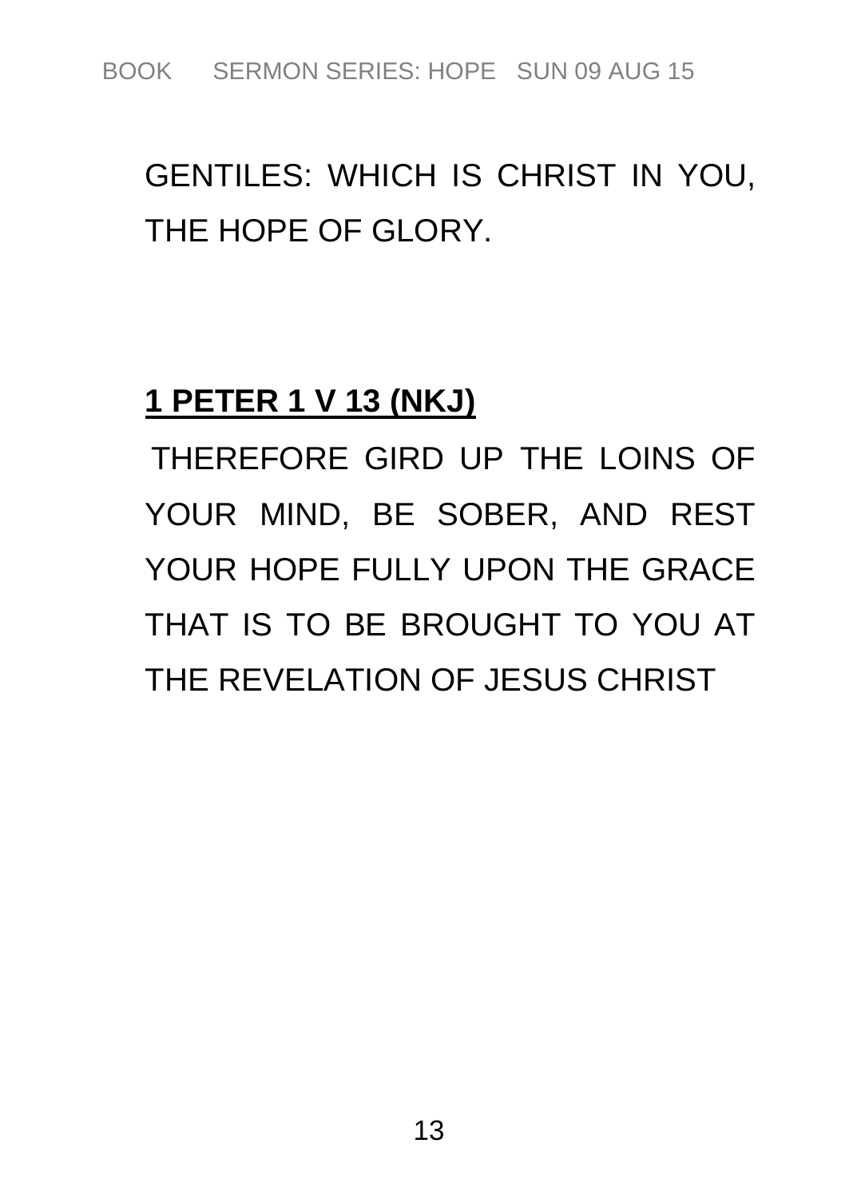GENTILES: WHICH IS CHRIST IN YOU, THE HOPE OF GLORY.

**<u>1 PETER 1 V 13 (NKJ)</u>**

THEREFORE GIRD UP THE LOINS OF YOUR MIND, BE SOBER, AND REST YOUR HOPE FULLY UPON THE GRACE THAT IS TO BE BROUGHT TO YOU AT THE REVELATION OF JESUS CHRIST